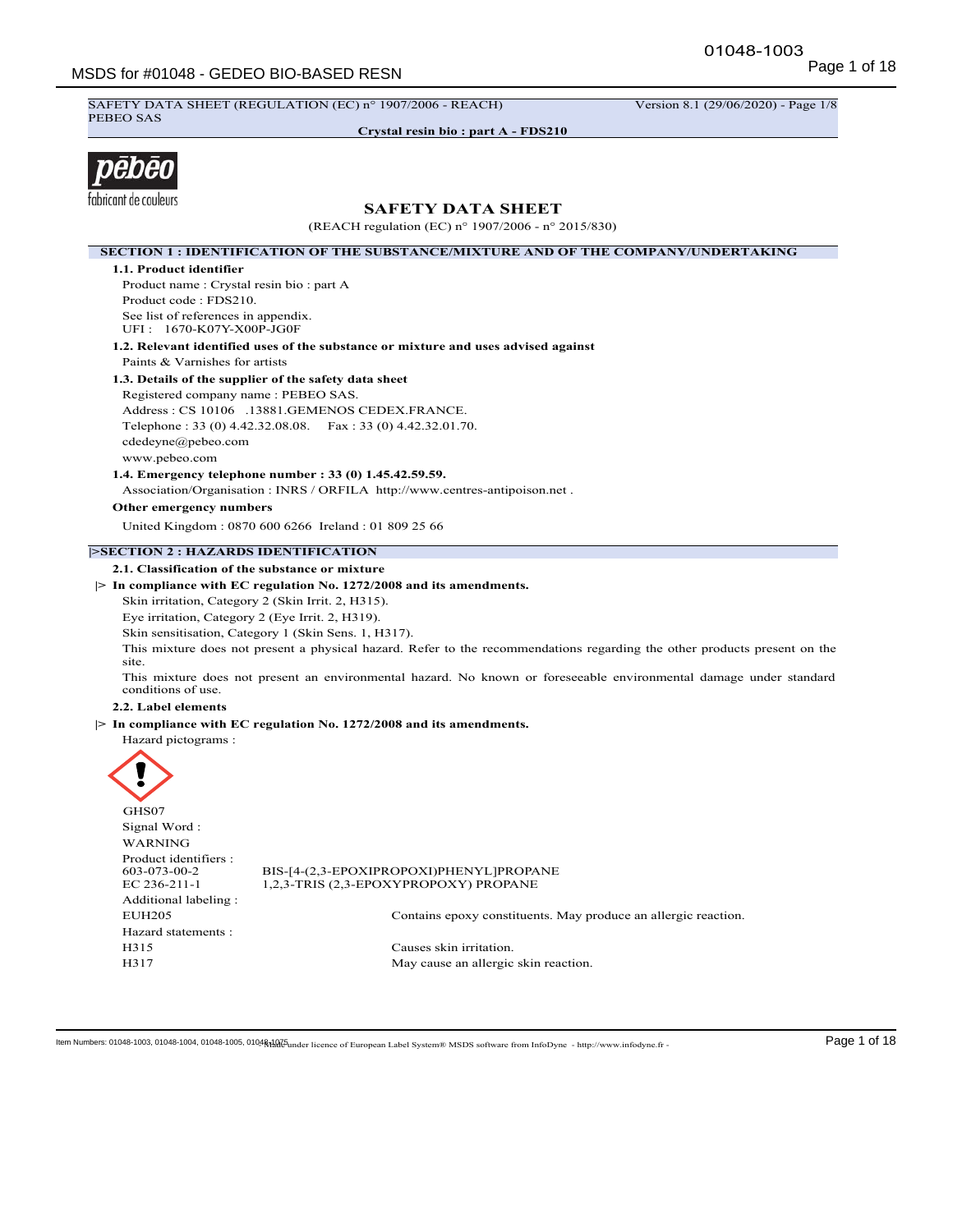SAFETY DATA SHEET (REGULATION (EC) n° 1907/2006 - REACH) Version 8.1 (29/06/2020) - Page 1/8
PEBEO SAS

**Crystal resin bio : part A - FDS210**

pēbēo
fabricant de couleurs

# SAFETY DATA SHEET

(REACH regulation (EC) n° 1907/2006 - n° 2015/830)

## SECTION 1 : IDENTIFICATION OF THE SUBSTANCE/MIXTURE AND OF THE COMPANY/UNDERTAKING

### 1.1. Product identifier

Product name : Crystal resin bio : part A
Product code : FDS210.
See list of references in appendix.
UFI : 1670-K07Y-X00P-JG0F

### 1.2. Relevant identified uses of the substance or mixture and uses advised against

Paints & Varnishes for artists

### 1.3. Details of the supplier of the safety data sheet

Registered company name : PEBEO SAS.
Address : CS 10106 .13881.GEMENOS CEDEX.FRANCE.
Telephone : 33 (0) 4.42.32.08.08. Fax : 33 (0) 4.42.32.01.70.
cdedeyne@pebeo.com
www.pebeo.com

### 1.4. Emergency telephone number : 33 (0) 1.45.42.59.59.

Association/Organisation : INRS / ORFILA http://www.centres-antipoison.net .

**Other emergency numbers**

United Kingdom : 0870 600 6266 Ireland : 01 809 25 66

## |>SECTION 2 : HAZARDS IDENTIFICATION

### 2.1. Classification of the substance or mixture

**|> In compliance with EC regulation No. 1272/2008 and its amendments.**

Skin irritation, Category 2 (Skin Irrit. 2, H315).
Eye irritation, Category 2 (Eye Irrit. 2, H319).
Skin sensitisation, Category 1 (Skin Sens. 1, H317).
This mixture does not present a physical hazard. Refer to the recommendations regarding the other products present on the site.
This mixture does not present an environmental hazard. No known or foreseeable environmental damage under standard conditions of use.

### 2.2. Label elements

**|> In compliance with EC regulation No. 1272/2008 and its amendments.**

Hazard pictograms :

GHS07

Signal Word :
WARNING

Product identifiers :

| | |
|---|---|
| 603-073-00-2 | BIS-[4-(2,3-EPOXIPROPOXI)PHENYL]PROPANE |
| EC 236-211-1 | 1,2,3-TRIS (2,3-EPOXYPROPOXY) PROPANE |

Additional labeling :

| | |
|---|---|
| EUH205 | Contains epoxy constituents. May produce an allergic reaction. |

Hazard statements :

| | |
|---|---|
| H315 | Causes skin irritation. |
| H317 | May cause an allergic skin reaction. |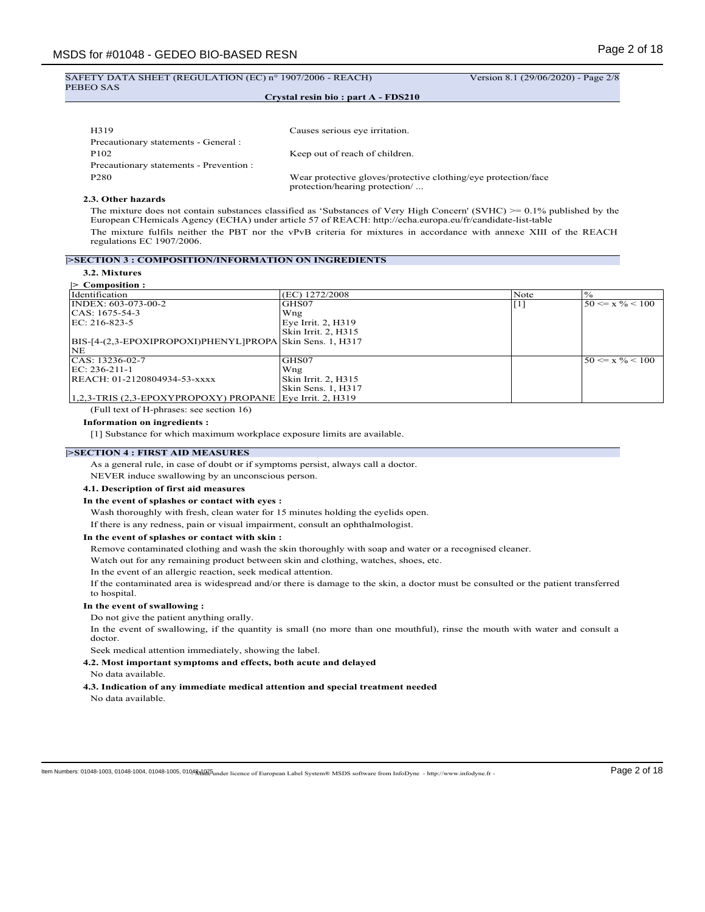SAFETY DATA SHEET (REGULATION (EC) n° 1907/2006 - REACH) Version 8.1 (29/06/2020) - Page 2/8
PEBEO SAS

**Crystal resin bio : part A - FDS210**

| | |
|---|---|
| H319 | Causes serious eye irritation. |
| Precautionary statements - General : | |
| P102 | Keep out of reach of children. |
| Precautionary statements - Prevention : | |
| P280 | Wear protective gloves/protective clothing/eye protection/face protection/hearing protection/ ... |

**2.3. Other hazards**

The mixture does not contain substances classified as 'Substances of Very High Concern' (SVHC) >= 0.1% published by the European CHemicals Agency (ECHA) under article 57 of REACH: http://echa.europa.eu/fr/candidate-list-table

The mixture fulfils neither the PBT nor the vPvB criteria for mixtures in accordance with annexe XIII of the REACH regulations EC 1907/2006.

## |>SECTION 3 : COMPOSITION/INFORMATION ON INGREDIENTS

**3.2. Mixtures**

**|> Composition :**

| Identification | (EC) 1272/2008 | Note | % |
|---|---|---|---|
| INDEX: 603-073-00-2<br>CAS: 1675-54-3<br>EC: 216-823-5<br><br>BIS-[4-(2,3-EPOXIPROPOXI)PHENYL]PROPANE | GHS07<br>Wng<br>Eye Irrit. 2, H319<br>Skin Irrit. 2, H315<br>Skin Sens. 1, H317 | [1] | 50 <= x % < 100 |
| CAS: 13236-02-7<br>EC: 236-211-1<br>REACH: 01-2120804934-53-xxxx<br><br>1,2,3-TRIS (2,3-EPOXYPROPOXY) PROPANE | GHS07<br>Wng<br>Skin Irrit. 2, H315<br>Skin Sens. 1, H317<br>Eye Irrit. 2, H319 | | 50 <= x % < 100 |

(Full text of H-phrases: see section 16)

**Information on ingredients :**

[1] Substance for which maximum workplace exposure limits are available.

## |>SECTION 4 : FIRST AID MEASURES

As a general rule, in case of doubt or if symptoms persist, always call a doctor.

NEVER induce swallowing by an unconscious person.

**4.1. Description of first aid measures**

**In the event of splashes or contact with eyes :**

Wash thoroughly with fresh, clean water for 15 minutes holding the eyelids open.

If there is any redness, pain or visual impairment, consult an ophthalmologist.

**In the event of splashes or contact with skin :**

Remove contaminated clothing and wash the skin thoroughly with soap and water or a recognised cleaner.

Watch out for any remaining product between skin and clothing, watches, shoes, etc.

In the event of an allergic reaction, seek medical attention.

If the contaminated area is widespread and/or there is damage to the skin, a doctor must be consulted or the patient transferred to hospital.

**In the event of swallowing :**

Do not give the patient anything orally.

In the event of swallowing, if the quantity is small (no more than one mouthful), rinse the mouth with water and consult a doctor.

Seek medical attention immediately, showing the label.

**4.2. Most important symptoms and effects, both acute and delayed**

No data available.

**4.3. Indication of any immediate medical attention and special treatment needed**

No data available.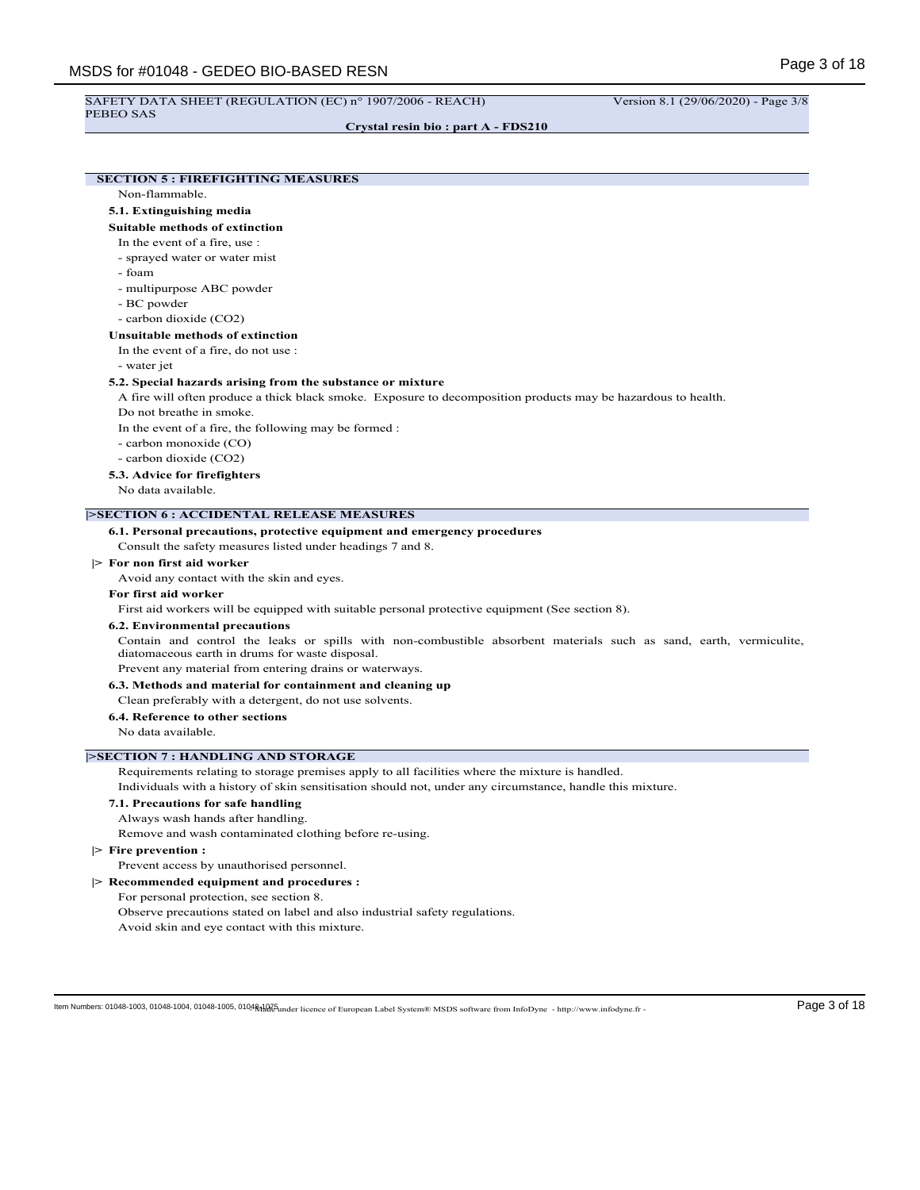SAFETY DATA SHEET (REGULATION (EC) n° 1907/2006 - REACH)
PEBEO SAS

Version 8.1 (29/06/2020) - Page 3/8

**Crystal resin bio : part A - FDS210**

## SECTION 5 : FIREFIGHTING MEASURES

Non-flammable.

### 5.1. Extinguishing media

**Suitable methods of extinction**

In the event of a fire, use :

- sprayed water or water mist
- foam
- multipurpose ABC powder
- BC powder
- carbon dioxide ($CO_2$)

**Unsuitable methods of extinction**

In the event of a fire, do not use :

- water jet

### 5.2. Special hazards arising from the substance or mixture

A fire will often produce a thick black smoke. Exposure to decomposition products may be hazardous to health.

Do not breathe in smoke.

In the event of a fire, the following may be formed :

- carbon monoxide (CO)
- carbon dioxide ($CO_2$)

### 5.3. Advice for firefighters

No data available.

## |>SECTION 6 : ACCIDENTAL RELEASE MEASURES

### 6.1. Personal precautions, protective equipment and emergency procedures

Consult the safety measures listed under headings 7 and 8.

|> **For non first aid worker**

Avoid any contact with the skin and eyes.

**For first aid worker**

First aid workers will be equipped with suitable personal protective equipment (See section 8).

### 6.2. Environmental precautions

Contain and control the leaks or spills with non-combustible absorbent materials such as sand, earth, vermiculite, diatomaceous earth in drums for waste disposal.

Prevent any material from entering drains or waterways.

### 6.3. Methods and material for containment and cleaning up

Clean preferably with a detergent, do not use solvents.

### 6.4. Reference to other sections

No data available.

## |>SECTION 7 : HANDLING AND STORAGE

Requirements relating to storage premises apply to all facilities where the mixture is handled.

Individuals with a history of skin sensitisation should not, under any circumstance, handle this mixture.

### 7.1. Precautions for safe handling

Always wash hands after handling.

Remove and wash contaminated clothing before re-using.

|> **Fire prevention :**

Prevent access by unauthorised personnel.

|> **Recommended equipment and procedures :**

For personal protection, see section 8.

Observe precautions stated on label and also industrial safety regulations.

Avoid skin and eye contact with this mixture.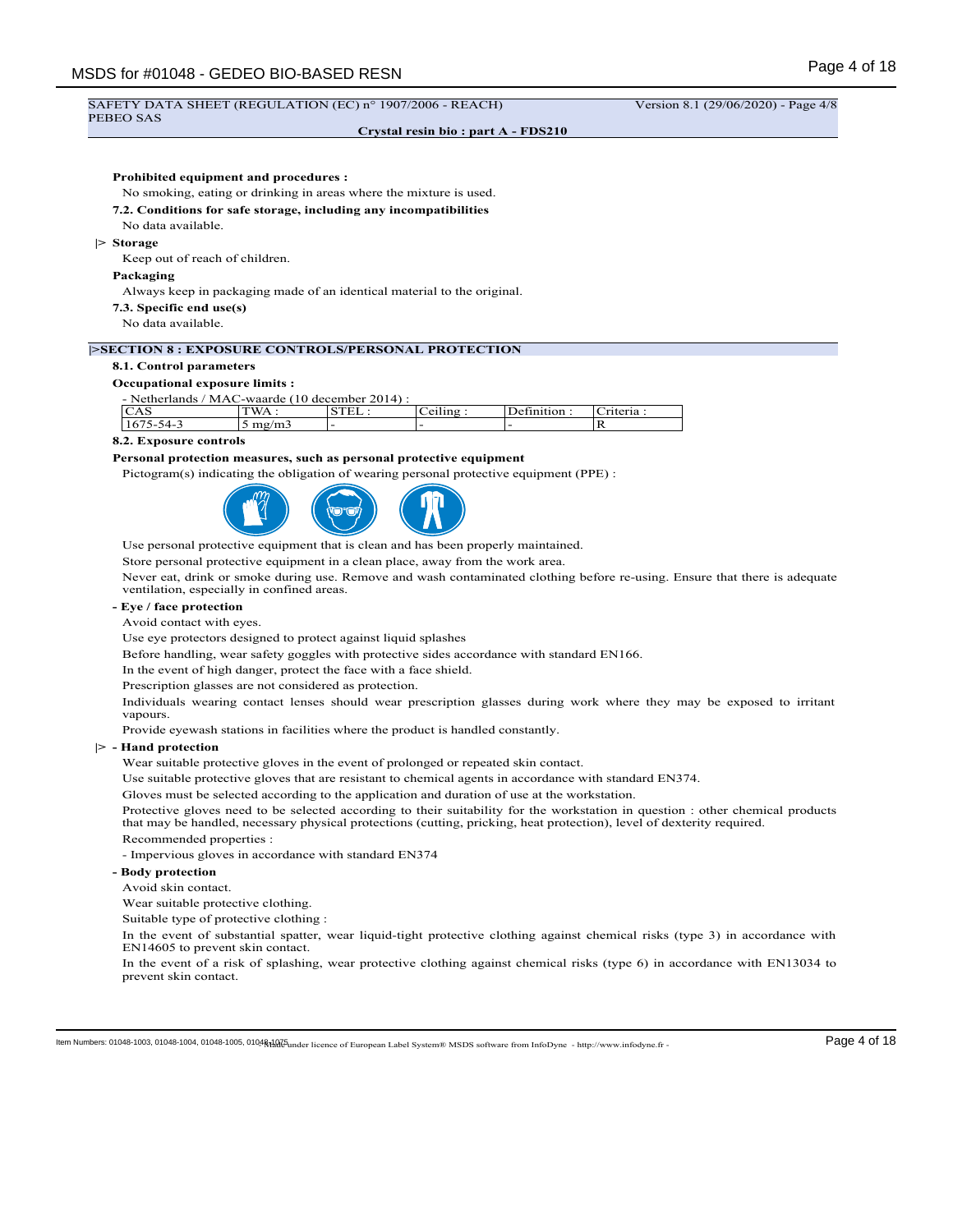**Prohibited equipment and procedures :**

No smoking, eating or drinking in areas where the mixture is used.

**7.2. Conditions for safe storage, including any incompatibilities**

No data available.

|> **Storage**

Keep out of reach of children.

**Packaging**

Always keep in packaging made of an identical material to the original.

**7.3. Specific end use(s)**

No data available.

## |>SECTION 8 : EXPOSURE CONTROLS/PERSONAL PROTECTION

**8.1. Control parameters**

**Occupational exposure limits :**

- Netherlands / MAC-waarde (10 december 2014) :

| CAS | TWA : | STEL : | Ceiling : | Definition : | Criteria : |
|---|---|---|---|---|---|
| 1675-54-3 | 5 mg/m3 | - | - | - | R |

**8.2. Exposure controls**

**Personal protection measures, such as personal protective equipment**

Pictogram(s) indicating the obligation of wearing personal protective equipment (PPE) :

Use personal protective equipment that is clean and has been properly maintained.

Store personal protective equipment in a clean place, away from the work area.

Never eat, drink or smoke during use. Remove and wash contaminated clothing before re-using. Ensure that there is adequate ventilation, especially in confined areas.

**- Eye / face protection**

Avoid contact with eyes.

Use eye protectors designed to protect against liquid splashes

Before handling, wear safety goggles with protective sides accordance with standard EN166.

In the event of high danger, protect the face with a face shield.

Prescription glasses are not considered as protection.

Individuals wearing contact lenses should wear prescription glasses during work where they may be exposed to irritant vapours.

Provide eyewash stations in facilities where the product is handled constantly.

|> **- Hand protection**

Wear suitable protective gloves in the event of prolonged or repeated skin contact.

Use suitable protective gloves that are resistant to chemical agents in accordance with standard EN374.

Gloves must be selected according to the application and duration of use at the workstation.

Protective gloves need to be selected according to their suitability for the workstation in question : other chemical products that may be handled, necessary physical protections (cutting, pricking, heat protection), level of dexterity required.

Recommended properties :

- Impervious gloves in accordance with standard EN374

**- Body protection**

Avoid skin contact.

Wear suitable protective clothing.

Suitable type of protective clothing :

In the event of substantial spatter, wear liquid-tight protective clothing against chemical risks (type 3) in accordance with EN14605 to prevent skin contact.

In the event of a risk of splashing, wear protective clothing against chemical risks (type 6) in accordance with EN13034 to prevent skin contact.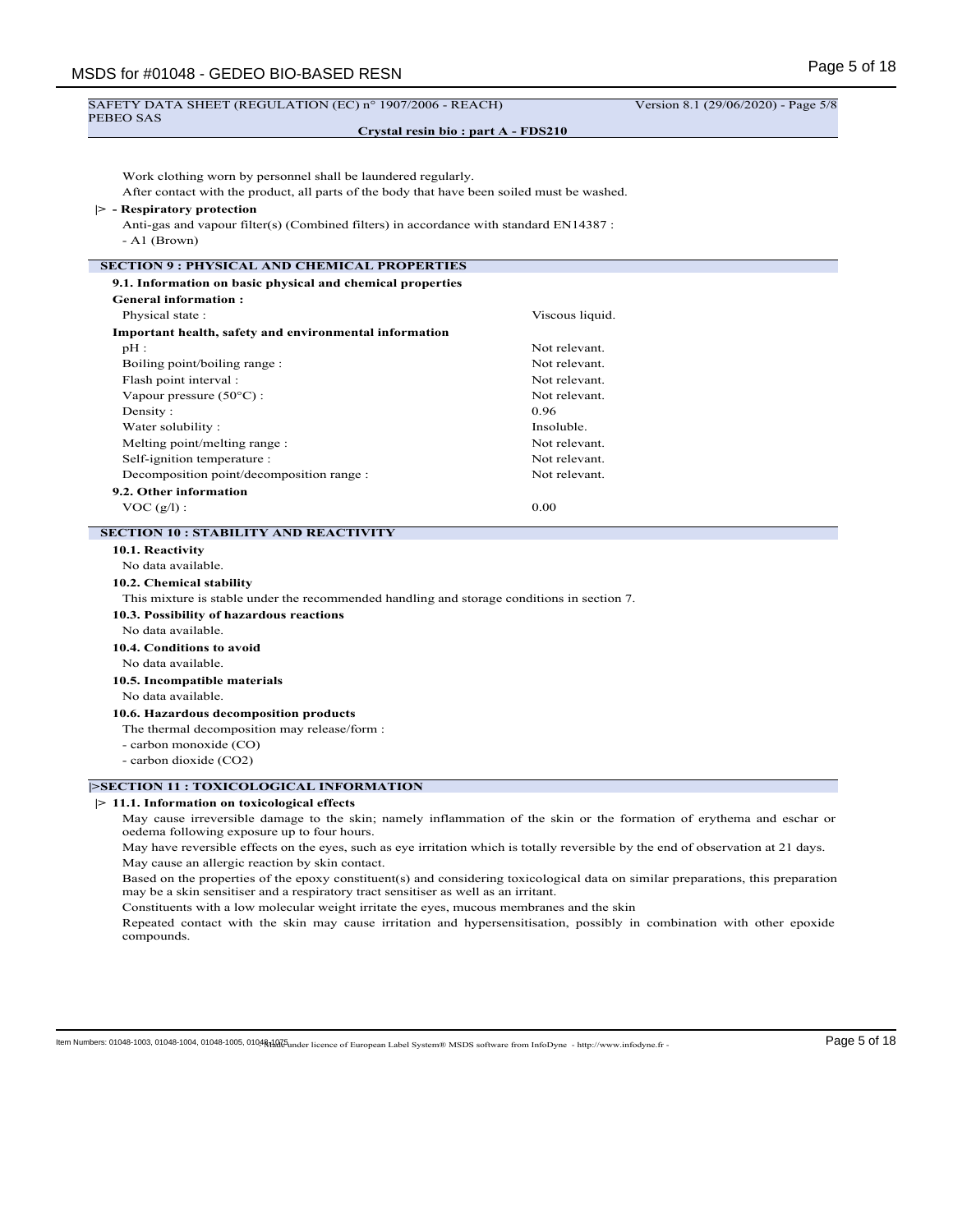Work clothing worn by personnel shall be laundered regularly.

After contact with the product, all parts of the body that have been soiled must be washed.

|> **- Respiratory protection**

Anti-gas and vapour filter(s) (Combined filters) in accordance with standard EN14387 :

- A1 (Brown)

## SECTION 9 : PHYSICAL AND CHEMICAL PROPERTIES

### 9.1. Information on basic physical and chemical properties

**General information :**

| | |
|---|---|
| Physical state : | Viscous liquid. |

**Important health, safety and environmental information**

| | |
|---|---|
| pH : | Not relevant. |
| Boiling point/boiling range : | Not relevant. |
| Flash point interval : | Not relevant. |
| Vapour pressure (50°C) : | Not relevant. |
| Density : | 0.96 |
| Water solubility : | Insoluble. |
| Melting point/melting range : | Not relevant. |
| Self-ignition temperature : | Not relevant. |
| Decomposition point/decomposition range : | Not relevant. |

### 9.2. Other information

| | |
|---|---|
| VOC (g/l) : | 0.00 |

## SECTION 10 : STABILITY AND REACTIVITY

### 10.1. Reactivity

No data available.

### 10.2. Chemical stability

This mixture is stable under the recommended handling and storage conditions in section 7.

### 10.3. Possibility of hazardous reactions

No data available.

### 10.4. Conditions to avoid

No data available.

### 10.5. Incompatible materials

No data available.

### 10.6. Hazardous decomposition products

The thermal decomposition may release/form :

- carbon monoxide (CO)
- carbon dioxide ($CO_2$)

## |>SECTION 11 : TOXICOLOGICAL INFORMATION

### |> 11.1. Information on toxicological effects

May cause irreversible damage to the skin; namely inflammation of the skin or the formation of erythema and eschar or oedema following exposure up to four hours.

May have reversible effects on the eyes, such as eye irritation which is totally reversible by the end of observation at 21 days.

May cause an allergic reaction by skin contact.

Based on the properties of the epoxy constituent(s) and considering toxicological data on similar preparations, this preparation may be a skin sensitiser and a respiratory tract sensitiser as well as an irritant.

Constituents with a low molecular weight irritate the eyes, mucous membranes and the skin

Repeated contact with the skin may cause irritation and hypersensitisation, possibly in combination with other epoxide compounds.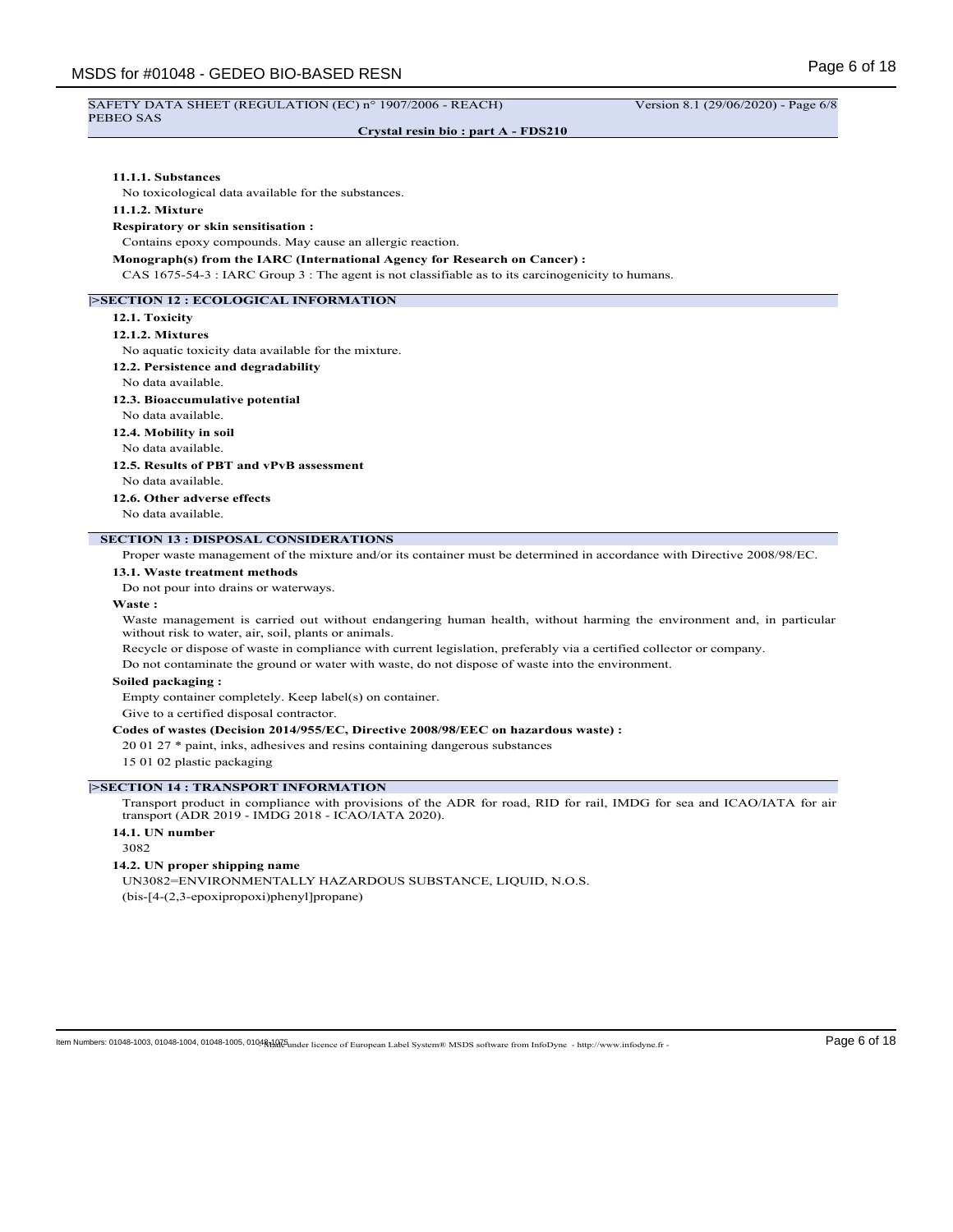#### 11.1.1. Substances

No toxicological data available for the substances.

#### 11.1.2. Mixture

**Respiratory or skin sensitisation :**

Contains epoxy compounds. May cause an allergic reaction.

**Monograph(s) from the IARC (International Agency for Research on Cancer) :**

CAS 1675-54-3 : IARC Group 3 : The agent is not classifiable as to its carcinogenicity to humans.

## |>SECTION 12 : ECOLOGICAL INFORMATION

### 12.1. Toxicity

#### 12.1.2. Mixtures

No aquatic toxicity data available for the mixture.

### 12.2. Persistence and degradability

No data available.

### 12.3. Bioaccumulative potential

No data available.

### 12.4. Mobility in soil

No data available.

### 12.5. Results of PBT and vPvB assessment

No data available.

### 12.6. Other adverse effects

No data available.

## SECTION 13 : DISPOSAL CONSIDERATIONS

Proper waste management of the mixture and/or its container must be determined in accordance with Directive 2008/98/EC.

### 13.1. Waste treatment methods

Do not pour into drains or waterways.

**Waste :**

Waste management is carried out without endangering human health, without harming the environment and, in particular without risk to water, air, soil, plants or animals.

Recycle or dispose of waste in compliance with current legislation, preferably via a certified collector or company.

Do not contaminate the ground or water with waste, do not dispose of waste into the environment.

**Soiled packaging :**

Empty container completely. Keep label(s) on container.

Give to a certified disposal contractor.

**Codes of wastes (Decision 2014/955/EC, Directive 2008/98/EEC on hazardous waste) :**

20 01 27 * paint, inks, adhesives and resins containing dangerous substances

15 01 02 plastic packaging

## |>SECTION 14 : TRANSPORT INFORMATION

Transport product in compliance with provisions of the ADR for road, RID for rail, IMDG for sea and ICAO/IATA for air transport (ADR 2019 - IMDG 2018 - ICAO/IATA 2020).

### 14.1. UN number

3082

### 14.2. UN proper shipping name

UN3082=ENVIRONMENTALLY HAZARDOUS SUBSTANCE, LIQUID, N.O.S.

(bis-[4-(2,3-epoxipropoxi)phenyl]propane)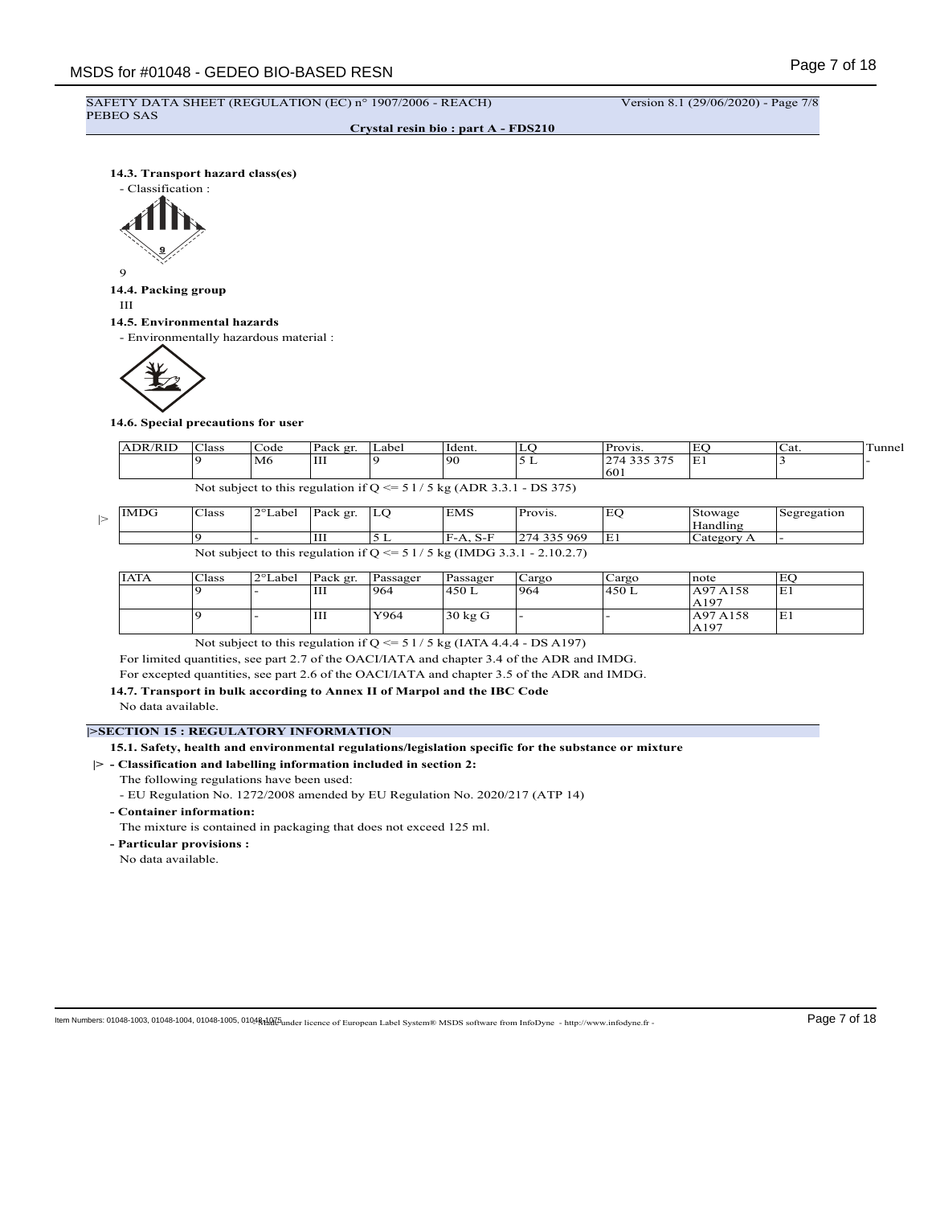SAFETY DATA SHEET (REGULATION (EC) n° 1907/2006 - REACH) Version 8.1 (29/06/2020) - Page 7/8
PEBEO SAS

**Crystal resin bio : part A - FDS210**

**14.3. Transport hazard class(es)**

- Classification :

9

**14.4. Packing group**

III

**14.5. Environmental hazards**

- Environmentally hazardous material :

**14.6. Special precautions for user**

| ADR/RID | Class | Code | Pack gr. | Label | Ident. | LQ | Provis. | EQ | Cat. | Tunnel |
|---|---|---|---|---|---|---|---|---|---|---|
| | 9 | M6 | III | 9 | 90 | 5 L | 274 335 375 601 | E1 | 3 | - |

Not subject to this regulation if Q <= 5 l / 5 kg (ADR 3.3.1 - DS 375)

|> 

| IMDG | Class | 2°Label | Pack gr. | LQ | EMS | Provis. | EQ | Stowage Handling | Segregation |
|---|---|---|---|---|---|---|---|---|---|
| | 9 | - | III | 5 L | F-A, S-F | 274 335 969 | E1 | Category A | - |

Not subject to this regulation if Q <= 5 l / 5 kg (IMDG 3.3.1 - 2.10.2.7)

| IATA | Class | 2°Label | Pack gr. | Passager | Passager | Cargo | Cargo | note | EQ |
|---|---|---|---|---|---|---|---|---|---|
| | 9 | - | III | 964 | 450 L | 964 | 450 L | A97 A158 A197 | E1 |
| | 9 | - | III | Y964 | 30 kg G | - | - | A97 A158 A197 | E1 |

Not subject to this regulation if Q <= 5 l / 5 kg (IATA 4.4.4 - DS A197)

For limited quantities, see part 2.7 of the OACI/IATA and chapter 3.4 of the ADR and IMDG.

For excepted quantities, see part 2.6 of the OACI/IATA and chapter 3.5 of the ADR and IMDG.

**14.7. Transport in bulk according to Annex II of Marpol and the IBC Code**

No data available.

## |>SECTION 15 : REGULATORY INFORMATION

**15.1. Safety, health and environmental regulations/legislation specific for the substance or mixture**

|> **- Classification and labelling information included in section 2:**

The following regulations have been used:

- EU Regulation No. 1272/2008 amended by EU Regulation No. 2020/217 (ATP 14)

**- Container information:**

The mixture is contained in packaging that does not exceed 125 ml.

**- Particular provisions :**

No data available.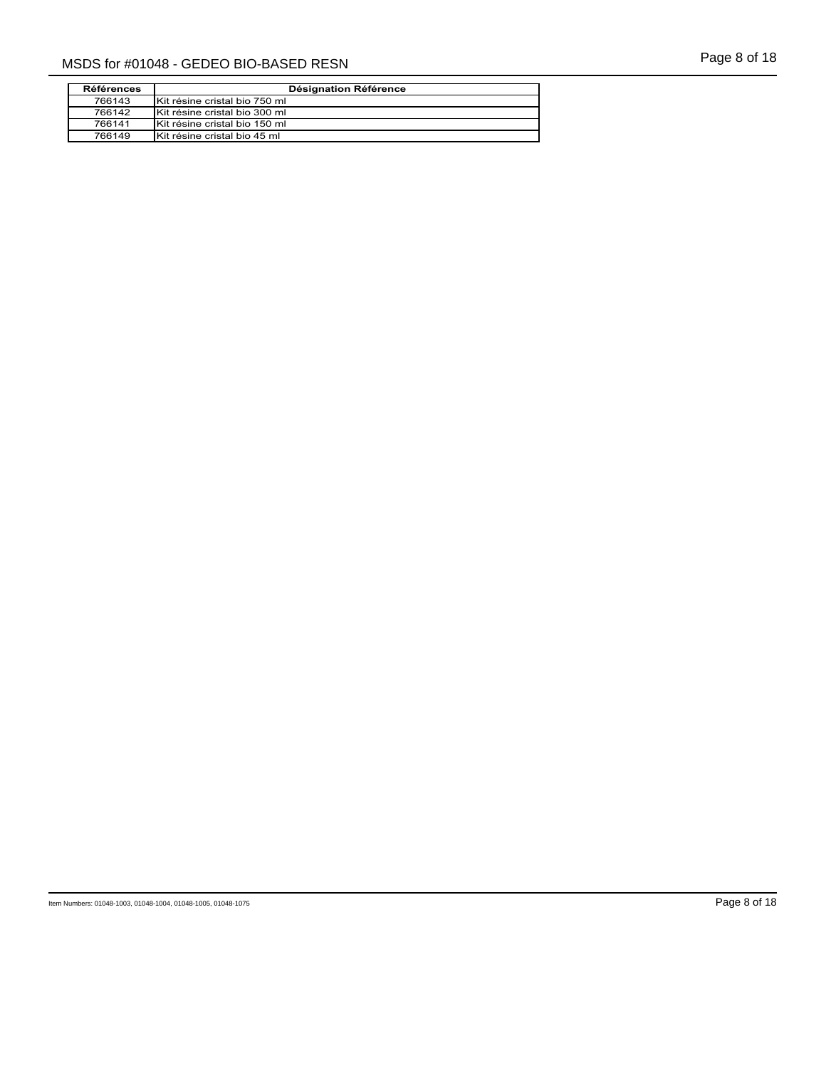| Références | Désignation Référence |
| --- | --- |
| 766143 | Kit résine cristal bio 750 ml |
| 766142 | Kit résine cristal bio 300 ml |
| 766141 | Kit résine cristal bio 150 ml |
| 766149 | Kit résine cristal bio 45 ml |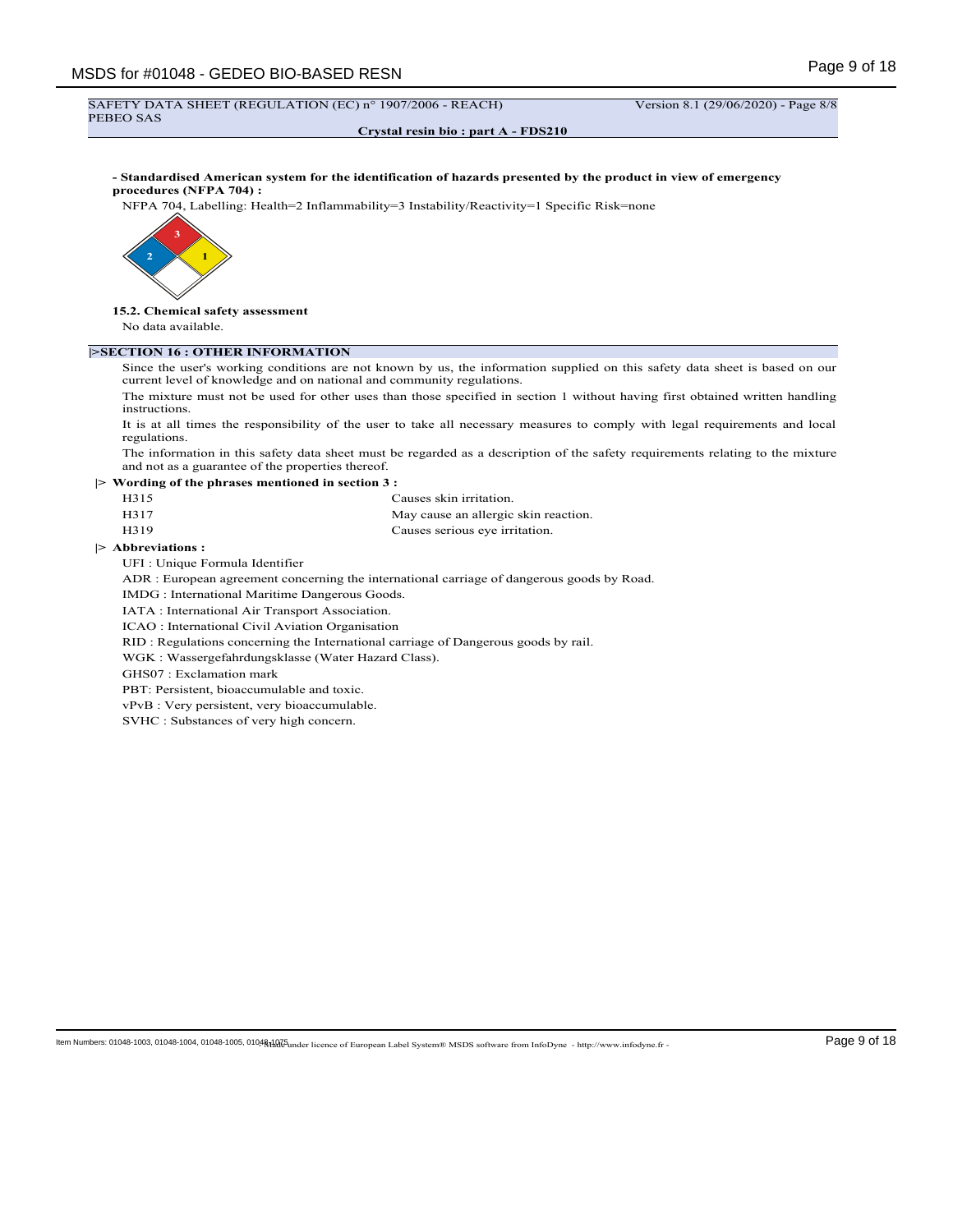- **Standardised American system for the identification of hazards presented by the product in view of emergency procedures (NFPA 704) :**

NFPA 704, Labelling: Health=2 Inflammability=3 Instability/Reactivity=1 Specific Risk=none

**15.2. Chemical safety assessment**

No data available.

## |>SECTION 16 : OTHER INFORMATION

Since the user's working conditions are not known by us, the information supplied on this safety data sheet is based on our current level of knowledge and on national and community regulations.

The mixture must not be used for other uses than those specified in section 1 without having first obtained written handling instructions.

It is at all times the responsibility of the user to take all necessary measures to comply with legal requirements and local regulations.

The information in this safety data sheet must be regarded as a description of the safety requirements relating to the mixture and not as a guarantee of the properties thereof.

**|> Wording of the phrases mentioned in section 3 :**

| | |
|---|---|
| H315 | Causes skin irritation. |
| H317 | May cause an allergic skin reaction. |
| H319 | Causes serious eye irritation. |

**|> Abbreviations :**

UFI : Unique Formula Identifier

ADR : European agreement concerning the international carriage of dangerous goods by Road.

IMDG : International Maritime Dangerous Goods.

IATA : International Air Transport Association.

ICAO : International Civil Aviation Organisation

RID : Regulations concerning the International carriage of Dangerous goods by rail.

WGK : Wassergefahrdungsklasse (Water Hazard Class).

GHS07 : Exclamation mark

PBT: Persistent, bioaccumulable and toxic.

vPvB : Very persistent, very bioaccumulable.

SVHC : Substances of very high concern.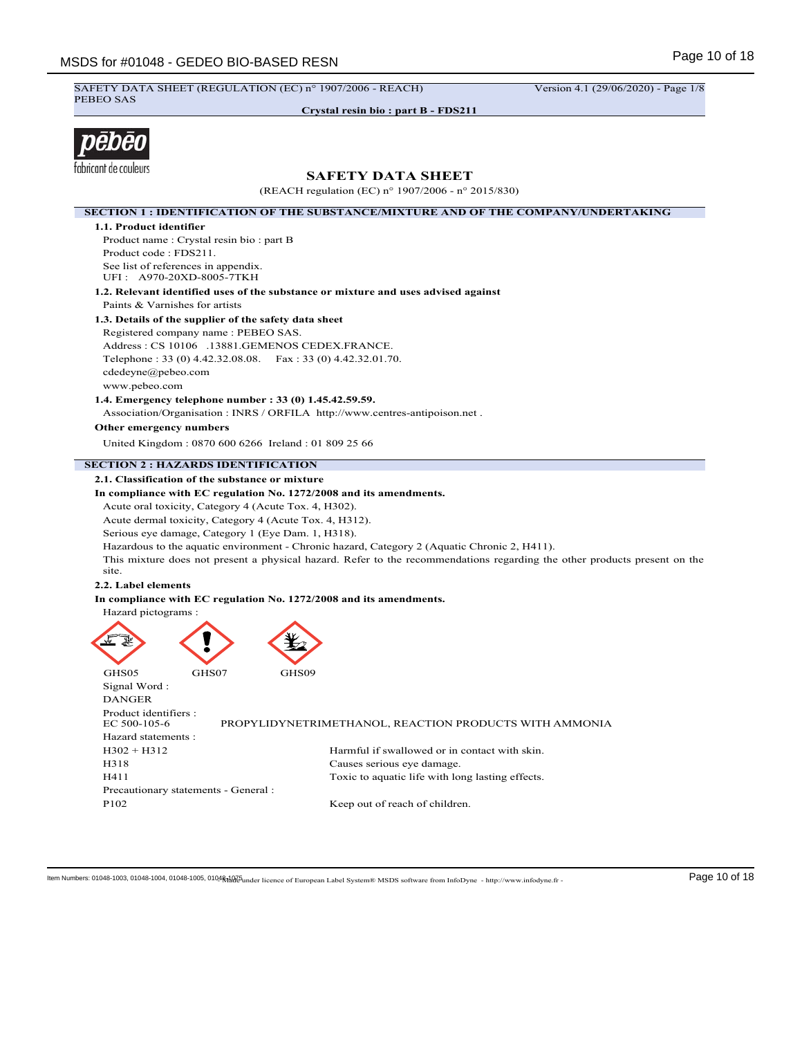SAFETY DATA SHEET (REGULATION (EC) n° 1907/2006 - REACH) Version 4.1 (29/06/2020) - Page 1/8
PEBEO SAS

**Crystal resin bio : part B - FDS211**

# SAFETY DATA SHEET

(REACH regulation (EC) n° 1907/2006 - n° 2015/830)

## SECTION 1 : IDENTIFICATION OF THE SUBSTANCE/MIXTURE AND OF THE COMPANY/UNDERTAKING

### 1.1. Product identifier

Product name : Crystal resin bio : part B
Product code : FDS211.
See list of references in appendix.
UFI : A970-20XD-8005-7TKH

### 1.2. Relevant identified uses of the substance or mixture and uses advised against

Paints & Varnishes for artists

### 1.3. Details of the supplier of the safety data sheet

Registered company name : PEBEO SAS.
Address : CS 10106 .13881.GEMENOS CEDEX.FRANCE.
Telephone : 33 (0) 4.42.32.08.08. Fax : 33 (0) 4.42.32.01.70.
cdedeyne@pebeo.com
www.pebeo.com

### 1.4. Emergency telephone number : 33 (0) 1.45.42.59.59.

Association/Organisation : INRS / ORFILA http://www.centres-antipoison.net .

**Other emergency numbers**

United Kingdom : 0870 600 6266 Ireland : 01 809 25 66

## SECTION 2 : HAZARDS IDENTIFICATION

### 2.1. Classification of the substance or mixture

**In compliance with EC regulation No. 1272/2008 and its amendments.**

Acute oral toxicity, Category 4 (Acute Tox. 4, H302).
Acute dermal toxicity, Category 4 (Acute Tox. 4, H312).
Serious eye damage, Category 1 (Eye Dam. 1, H318).
Hazardous to the aquatic environment - Chronic hazard, Category 2 (Aquatic Chronic 2, H411).
This mixture does not present a physical hazard. Refer to the recommendations regarding the other products present on the site.

### 2.2. Label elements

**In compliance with EC regulation No. 1272/2008 and its amendments.**

Hazard pictograms :

GHS05 GHS07 GHS09

Signal Word :
DANGER

Product identifiers :

| | |
|---|---|
| EC 500-105-6 | PROPYLIDYNETRIMETHANOL, REACTION PRODUCTS WITH AMMONIA |

Hazard statements :

| | |
|---|---|
| H302 + H312 | Harmful if swallowed or in contact with skin. |
| H318 | Causes serious eye damage. |
| H411 | Toxic to aquatic life with long lasting effects. |

Precautionary statements - General :

| | |
|---|---|
| P102 | Keep out of reach of children. |

Item Numbers: 01048-1003, 01048-1004, 01048-1005, 01048-1075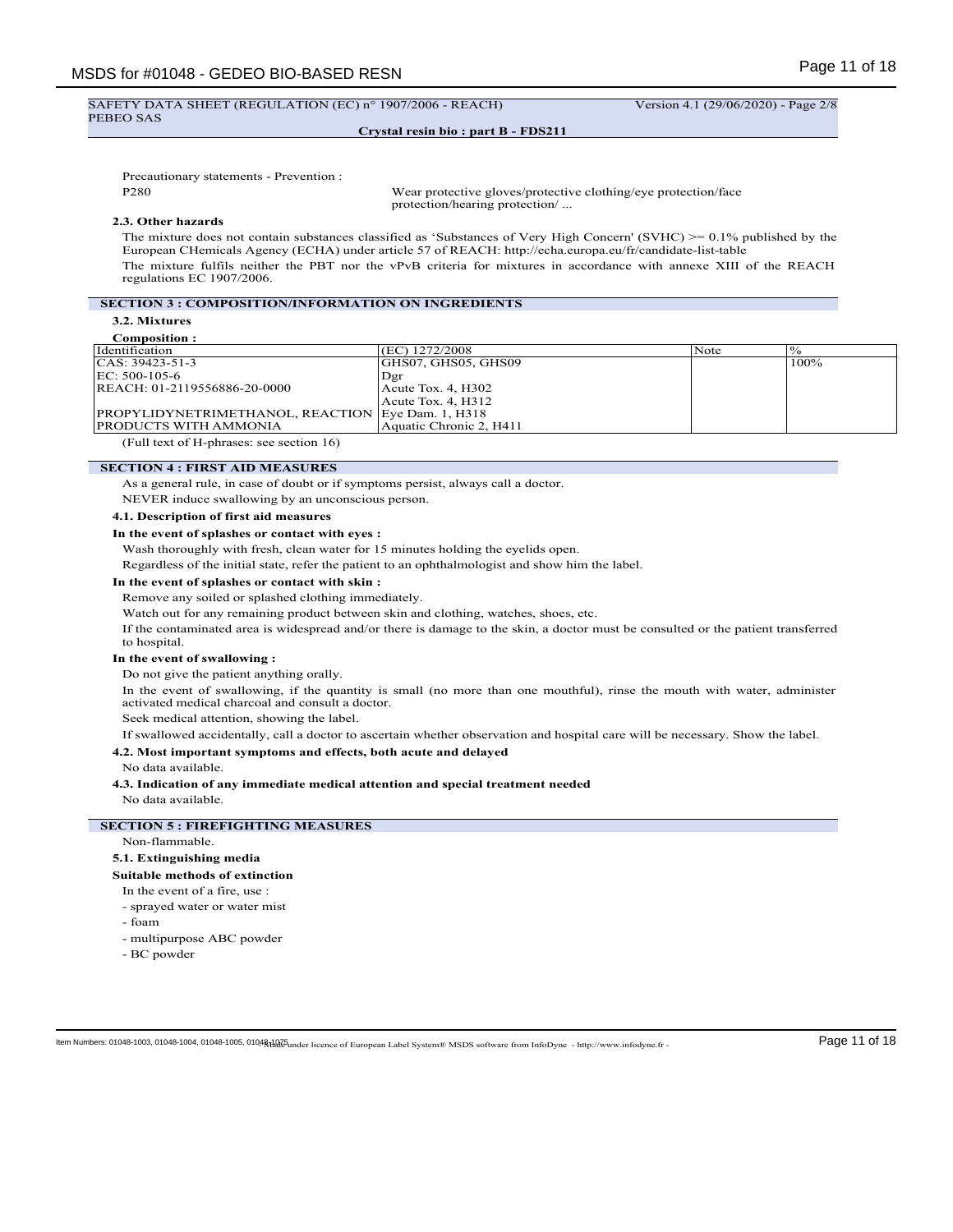SAFETY DATA SHEET (REGULATION (EC) n° 1907/2006 - REACH) Version 4.1 (29/06/2020) - Page 2/8
PEBEO SAS

**Crystal resin bio : part B - FDS211**

Precautionary statements - Prevention :

P280 Wear protective gloves/protective clothing/eye protection/face protection/hearing protection/ ...

### 2.3. Other hazards

The mixture does not contain substances classified as 'Substances of Very High Concern' (SVHC) >= 0.1% published by the European CHemicals Agency (ECHA) under article 57 of REACH: http://echa.europa.eu/fr/candidate-list-table

The mixture fulfils neither the PBT nor the vPvB criteria for mixtures in accordance with annexe XIII of the REACH regulations EC 1907/2006.

## SECTION 3 : COMPOSITION/INFORMATION ON INGREDIENTS

### 3.2. Mixtures

**Composition :**

| Identification | (EC) 1272/2008 | Note | % |
|---|---|---|---|
| CAS: 39423-51-3<br>EC: 500-105-6<br>REACH: 01-2119556886-20-0000<br><br>PROPYLIDYNETRIMETHANOL, REACTION PRODUCTS WITH AMMONIA | GHS07, GHS05, GHS09<br>Dgr<br>Acute Tox. 4, H302<br>Acute Tox. 4, H312<br>Eye Dam. 1, H318<br>Aquatic Chronic 2, H411 | | 100% |

(Full text of H-phrases: see section 16)

## SECTION 4 : FIRST AID MEASURES

As a general rule, in case of doubt or if symptoms persist, always call a doctor.

NEVER induce swallowing by an unconscious person.

### 4.1. Description of first aid measures

**In the event of splashes or contact with eyes :**

Wash thoroughly with fresh, clean water for 15 minutes holding the eyelids open.

Regardless of the initial state, refer the patient to an ophthalmologist and show him the label.

**In the event of splashes or contact with skin :**

Remove any soiled or splashed clothing immediately.

Watch out for any remaining product between skin and clothing, watches, shoes, etc.

If the contaminated area is widespread and/or there is damage to the skin, a doctor must be consulted or the patient transferred to hospital.

**In the event of swallowing :**

Do not give the patient anything orally.

In the event of swallowing, if the quantity is small (no more than one mouthful), rinse the mouth with water, administer activated medical charcoal and consult a doctor.

Seek medical attention, showing the label.

If swallowed accidentally, call a doctor to ascertain whether observation and hospital care will be necessary. Show the label.

### 4.2. Most important symptoms and effects, both acute and delayed

No data available.

### 4.3. Indication of any immediate medical attention and special treatment needed

No data available.

## SECTION 5 : FIREFIGHTING MEASURES

Non-flammable.

### 5.1. Extinguishing media

**Suitable methods of extinction**

In the event of a fire, use :

- sprayed water or water mist
- foam
- multipurpose ABC powder
- BC powder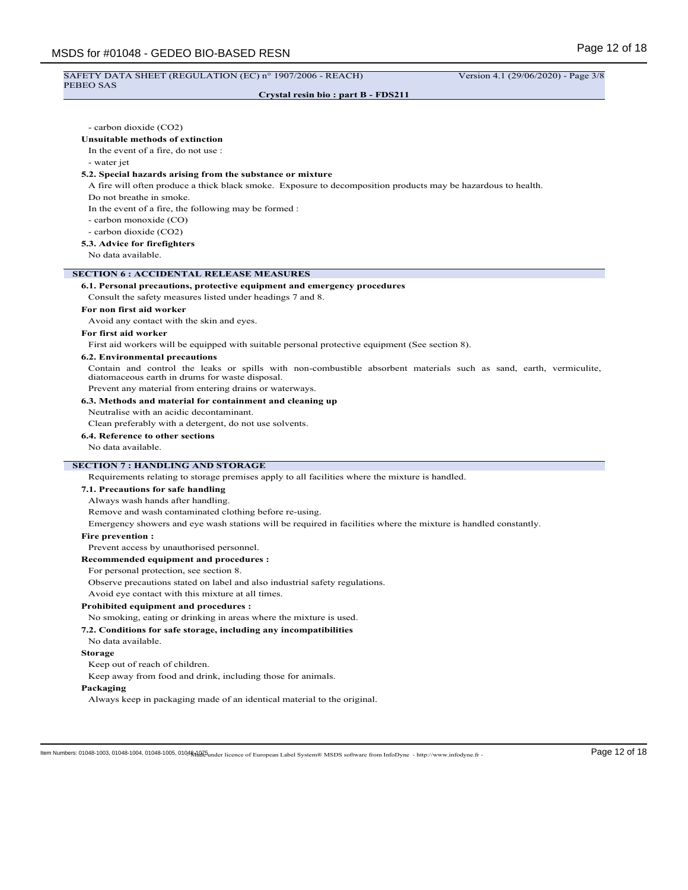- carbon dioxide ($CO_2$)

**Unsuitable methods of extinction**

In the event of a fire, do not use :

- water jet

**5.2. Special hazards arising from the substance or mixture**

A fire will often produce a thick black smoke. Exposure to decomposition products may be hazardous to health.

Do not breathe in smoke.

In the event of a fire, the following may be formed :

- carbon monoxide (CO)
- carbon dioxide ($CO_2$)

**5.3. Advice for firefighters**

No data available.

## SECTION 6 : ACCIDENTAL RELEASE MEASURES

**6.1. Personal precautions, protective equipment and emergency procedures**

Consult the safety measures listed under headings 7 and 8.

**For non first aid worker**

Avoid any contact with the skin and eyes.

**For first aid worker**

First aid workers will be equipped with suitable personal protective equipment (See section 8).

**6.2. Environmental precautions**

Contain and control the leaks or spills with non-combustible absorbent materials such as sand, earth, vermiculite, diatomaceous earth in drums for waste disposal.

Prevent any material from entering drains or waterways.

**6.3. Methods and material for containment and cleaning up**

Neutralise with an acidic decontaminant.

Clean preferably with a detergent, do not use solvents.

**6.4. Reference to other sections**

No data available.

## SECTION 7 : HANDLING AND STORAGE

Requirements relating to storage premises apply to all facilities where the mixture is handled.

**7.1. Precautions for safe handling**

Always wash hands after handling.

Remove and wash contaminated clothing before re-using.

Emergency showers and eye wash stations will be required in facilities where the mixture is handled constantly.

**Fire prevention :**

Prevent access by unauthorised personnel.

**Recommended equipment and procedures :**

For personal protection, see section 8.

Observe precautions stated on label and also industrial safety regulations.

Avoid eye contact with this mixture at all times.

**Prohibited equipment and procedures :**

No smoking, eating or drinking in areas where the mixture is used.

**7.2. Conditions for safe storage, including any incompatibilities**

No data available.

**Storage**

Keep out of reach of children.

Keep away from food and drink, including those for animals.

**Packaging**

Always keep in packaging made of an identical material to the original.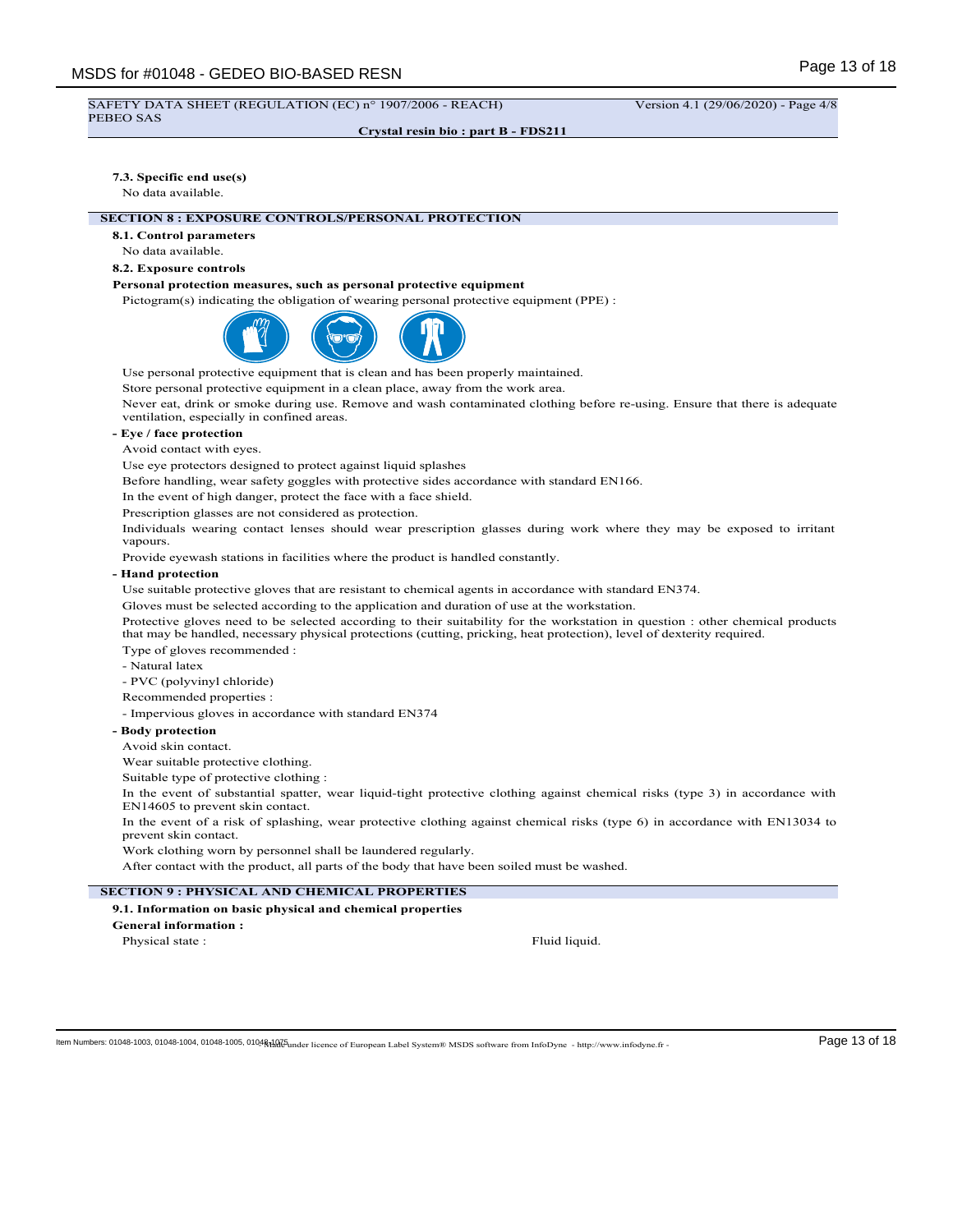SAFETY DATA SHEET (REGULATION (EC) n° 1907/2006 - REACH) Version 4.1 (29/06/2020) - Page 4/8
PEBEO SAS

**Crystal resin bio : part B - FDS211**

**7.3. Specific end use(s)**

No data available.

## SECTION 8 : EXPOSURE CONTROLS/PERSONAL PROTECTION

**8.1. Control parameters**

No data available.

**8.2. Exposure controls**

**Personal protection measures, such as personal protective equipment**

Pictogram(s) indicating the obligation of wearing personal protective equipment (PPE) :

Use personal protective equipment that is clean and has been properly maintained.

Store personal protective equipment in a clean place, away from the work area.

Never eat, drink or smoke during use. Remove and wash contaminated clothing before re-using. Ensure that there is adequate ventilation, especially in confined areas.

**- Eye / face protection**

Avoid contact with eyes.

Use eye protectors designed to protect against liquid splashes

Before handling, wear safety goggles with protective sides accordance with standard EN166.

In the event of high danger, protect the face with a face shield.

Prescription glasses are not considered as protection.

Individuals wearing contact lenses should wear prescription glasses during work where they may be exposed to irritant vapours.

Provide eyewash stations in facilities where the product is handled constantly.

**- Hand protection**

Use suitable protective gloves that are resistant to chemical agents in accordance with standard EN374.

Gloves must be selected according to the application and duration of use at the workstation.

Protective gloves need to be selected according to their suitability for the workstation in question : other chemical products that may be handled, necessary physical protections (cutting, pricking, heat protection), level of dexterity required.

Type of gloves recommended :

- Natural latex
- PVC (polyvinyl chloride)

Recommended properties :

- Impervious gloves in accordance with standard EN374

**- Body protection**

Avoid skin contact.

Wear suitable protective clothing.

Suitable type of protective clothing :

In the event of substantial spatter, wear liquid-tight protective clothing against chemical risks (type 3) in accordance with EN14605 to prevent skin contact.

In the event of a risk of splashing, wear protective clothing against chemical risks (type 6) in accordance with EN13034 to prevent skin contact.

Work clothing worn by personnel shall be laundered regularly.

After contact with the product, all parts of the body that have been soiled must be washed.

## SECTION 9 : PHYSICAL AND CHEMICAL PROPERTIES

**9.1. Information on basic physical and chemical properties**

**General information :**

Physical state : Fluid liquid.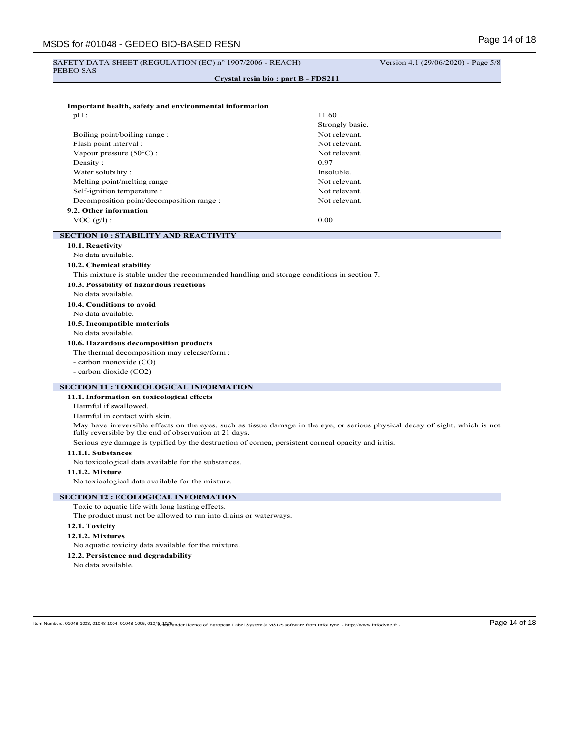SAFETY DATA SHEET (REGULATION (EC) n° 1907/2006 - REACH) Version 4.1 (29/06/2020) - Page 5/8
PEBEO SAS

**Crystal resin bio : part B - FDS211**

**Important health, safety and environmental information**

| | |
|---|---|
| pH : | 11.60 . Strongly basic. |
| Boiling point/boiling range : | Not relevant. |
| Flash point interval : | Not relevant. |
| Vapour pressure (50°C) : | Not relevant. |
| Density : | 0.97 |
| Water solubility : | Insoluble. |
| Melting point/melting range : | Not relevant. |
| Self-ignition temperature : | Not relevant. |
| Decomposition point/decomposition range : | Not relevant. |

**9.2. Other information**

| | |
|---|---|
| VOC (g/l) : | 0.00 |

## SECTION 10 : STABILITY AND REACTIVITY

**10.1. Reactivity**

No data available.

**10.2. Chemical stability**

This mixture is stable under the recommended handling and storage conditions in section 7.

**10.3. Possibility of hazardous reactions**

No data available.

**10.4. Conditions to avoid**

No data available.

**10.5. Incompatible materials**

No data available.

**10.6. Hazardous decomposition products**

The thermal decomposition may release/form :

- carbon monoxide (CO)
- carbon dioxide ($CO_2$)

## SECTION 11 : TOXICOLOGICAL INFORMATION

**11.1. Information on toxicological effects**

Harmful if swallowed.

Harmful in contact with skin.

May have irreversible effects on the eyes, such as tissue damage in the eye, or serious physical decay of sight, which is not fully reversible by the end of observation at 21 days.

Serious eye damage is typified by the destruction of cornea, persistent corneal opacity and iritis.

**11.1.1. Substances**

No toxicological data available for the substances.

**11.1.2. Mixture**

No toxicological data available for the mixture.

## SECTION 12 : ECOLOGICAL INFORMATION

Toxic to aquatic life with long lasting effects.

The product must not be allowed to run into drains or waterways.

**12.1. Toxicity**

**12.1.2. Mixtures**

No aquatic toxicity data available for the mixture.

**12.2. Persistence and degradability**

No data available.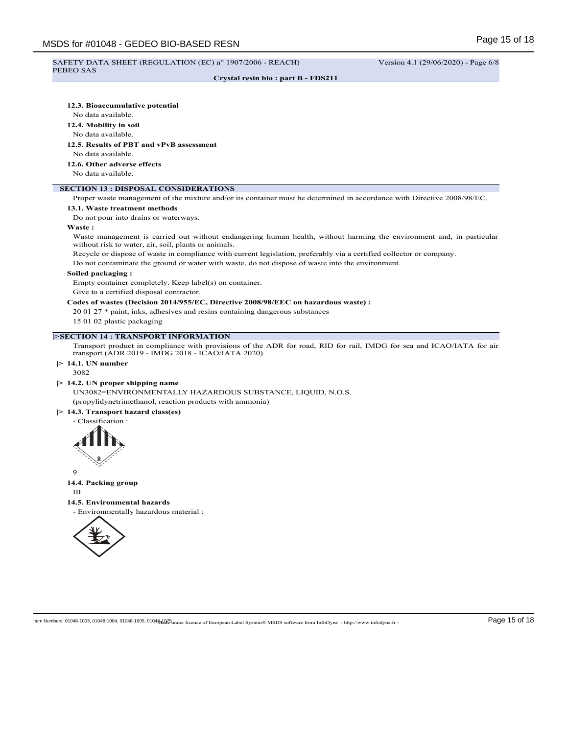SAFETY DATA SHEET (REGULATION (EC) n° 1907/2006 - REACH) Version 4.1 (29/06/2020) - Page 6/8
PEBEO SAS

**Crystal resin bio : part B - FDS211**

**12.3. Bioaccumulative potential**

No data available.

**12.4. Mobility in soil**

No data available.

**12.5. Results of PBT and vPvB assessment**

No data available.

**12.6. Other adverse effects**

No data available.

## SECTION 13 : DISPOSAL CONSIDERATIONS

Proper waste management of the mixture and/or its container must be determined in accordance with Directive 2008/98/EC.

**13.1. Waste treatment methods**

Do not pour into drains or waterways.

**Waste :**

Waste management is carried out without endangering human health, without harming the environment and, in particular without risk to water, air, soil, plants or animals.

Recycle or dispose of waste in compliance with current legislation, preferably via a certified collector or company.

Do not contaminate the ground or water with waste, do not dispose of waste into the environment.

**Soiled packaging :**

Empty container completely. Keep label(s) on container.

Give to a certified disposal contractor.

**Codes of wastes (Decision 2014/955/EC, Directive 2008/98/EEC on hazardous waste) :**

20 01 27 * paint, inks, adhesives and resins containing dangerous substances

15 01 02 plastic packaging

## |>SECTION 14 : TRANSPORT INFORMATION

Transport product in compliance with provisions of the ADR for road, RID for rail, IMDG for sea and ICAO/IATA for air transport (ADR 2019 - IMDG 2018 - ICAO/IATA 2020).

**|> 14.1. UN number**

3082

**|> 14.2. UN proper shipping name**

UN3082=ENVIRONMENTALLY HAZARDOUS SUBSTANCE, LIQUID, N.O.S.

(propylidynetrimethanol, reaction products with ammonia)

**|> 14.3. Transport hazard class(es)**

- Classification :

9

**14.4. Packing group**

III

**14.5. Environmental hazards**

- Environmentally hazardous material :

Item Numbers: 01048-1003, 01048-1004, 01048-1005, 01048-1075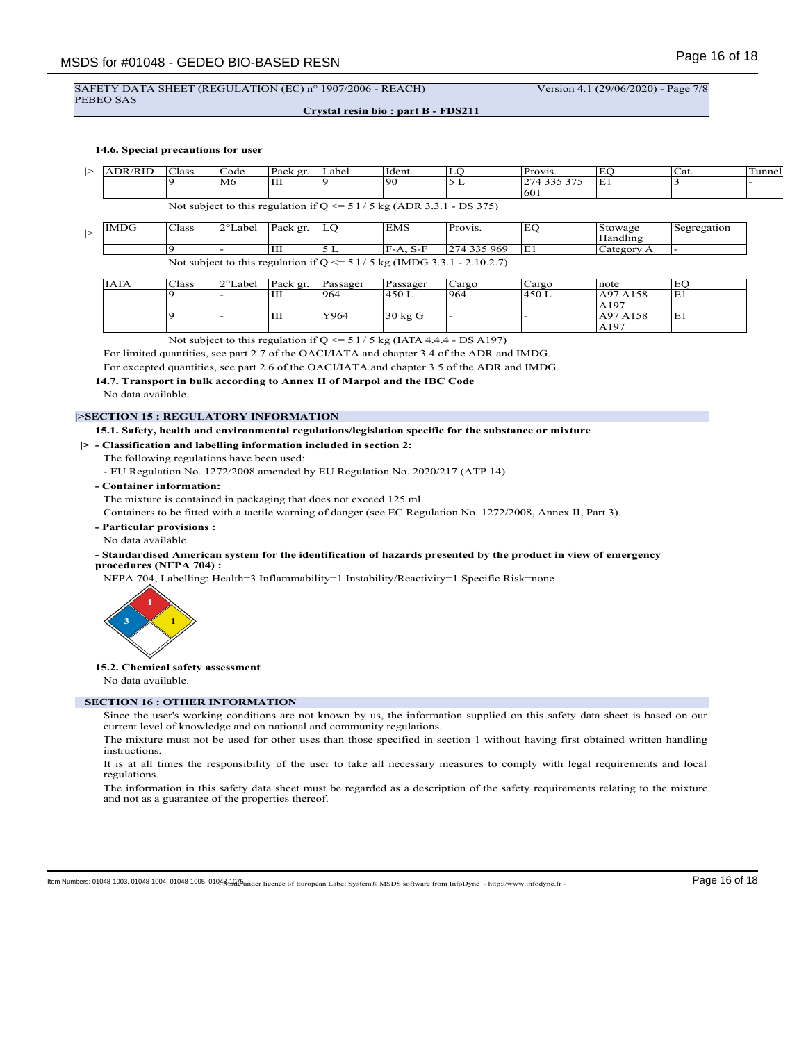SAFETY DATA SHEET (REGULATION (EC) n° 1907/2006 - REACH) Version 4.1 (29/06/2020) - Page 7/8
PEBEO SAS

**Crystal resin bio : part B - FDS211**

### 14.6. Special precautions for user

| ADR/RID | Class | Code | Pack gr. | Label | Ident. | LQ | Provis. | EQ | Cat. | Tunnel |
|---|---|---|---|---|---|---|---|---|---|---|
| | 9 | M6 | III | 9 | 90 | 5 L | 274 335 375 601 | E1 | 3 | - |

Not subject to this regulation if Q <= 5 l / 5 kg (ADR 3.3.1 - DS 375)

| IMDG | Class | 2°Label | Pack gr. | LQ | EMS | Provis. | EQ | Stowage Handling | Segregation |
|---|---|---|---|---|---|---|---|---|---|
| | 9 | - | III | 5 L | F-A, S-F | 274 335 969 | E1 | Category A | - |

Not subject to this regulation if Q <= 5 l / 5 kg (IMDG 3.3.1 - 2.10.2.7)

| IATA | Class | 2°Label | Pack gr. | Passager | Passager | Cargo | Cargo | note | EQ |
|---|---|---|---|---|---|---|---|---|---|
| | 9 | - | III | 964 | 450 L | 964 | 450 L | A97 A158 A197 | E1 |
| | 9 | - | III | Y964 | 30 kg G | - | - | A97 A158 A197 | E1 |

Not subject to this regulation if Q <= 5 l / 5 kg (IATA 4.4.4 - DS A197)

For limited quantities, see part 2.7 of the OACI/IATA and chapter 3.4 of the ADR and IMDG.

For excepted quantities, see part 2.6 of the OACI/IATA and chapter 3.5 of the ADR and IMDG.

### 14.7. Transport in bulk according to Annex II of Marpol and the IBC Code

No data available.

## SECTION 15 : REGULATORY INFORMATION

### 15.1. Safety, health and environmental regulations/legislation specific for the substance or mixture

**- Classification and labelling information included in section 2:**

The following regulations have been used:

- EU Regulation No. 1272/2008 amended by EU Regulation No. 2020/217 (ATP 14)

**- Container information:**

The mixture is contained in packaging that does not exceed 125 ml.

Containers to be fitted with a tactile warning of danger (see EC Regulation No. 1272/2008, Annex II, Part 3).

**- Particular provisions :**

No data available.

**- Standardised American system for the identification of hazards presented by the product in view of emergency procedures (NFPA 704) :**

NFPA 704, Labelling: Health=3 Inflammability=1 Instability/Reactivity=1 Specific Risk=none

### 15.2. Chemical safety assessment

No data available.

## SECTION 16 : OTHER INFORMATION

Since the user's working conditions are not known by us, the information supplied on this safety data sheet is based on our current level of knowledge and on national and community regulations.

The mixture must not be used for other uses than those specified in section 1 without having first obtained written handling instructions.

It is at all times the responsibility of the user to take all necessary measures to comply with legal requirements and local regulations.

The information in this safety data sheet must be regarded as a description of the safety requirements relating to the mixture and not as a guarantee of the properties thereof.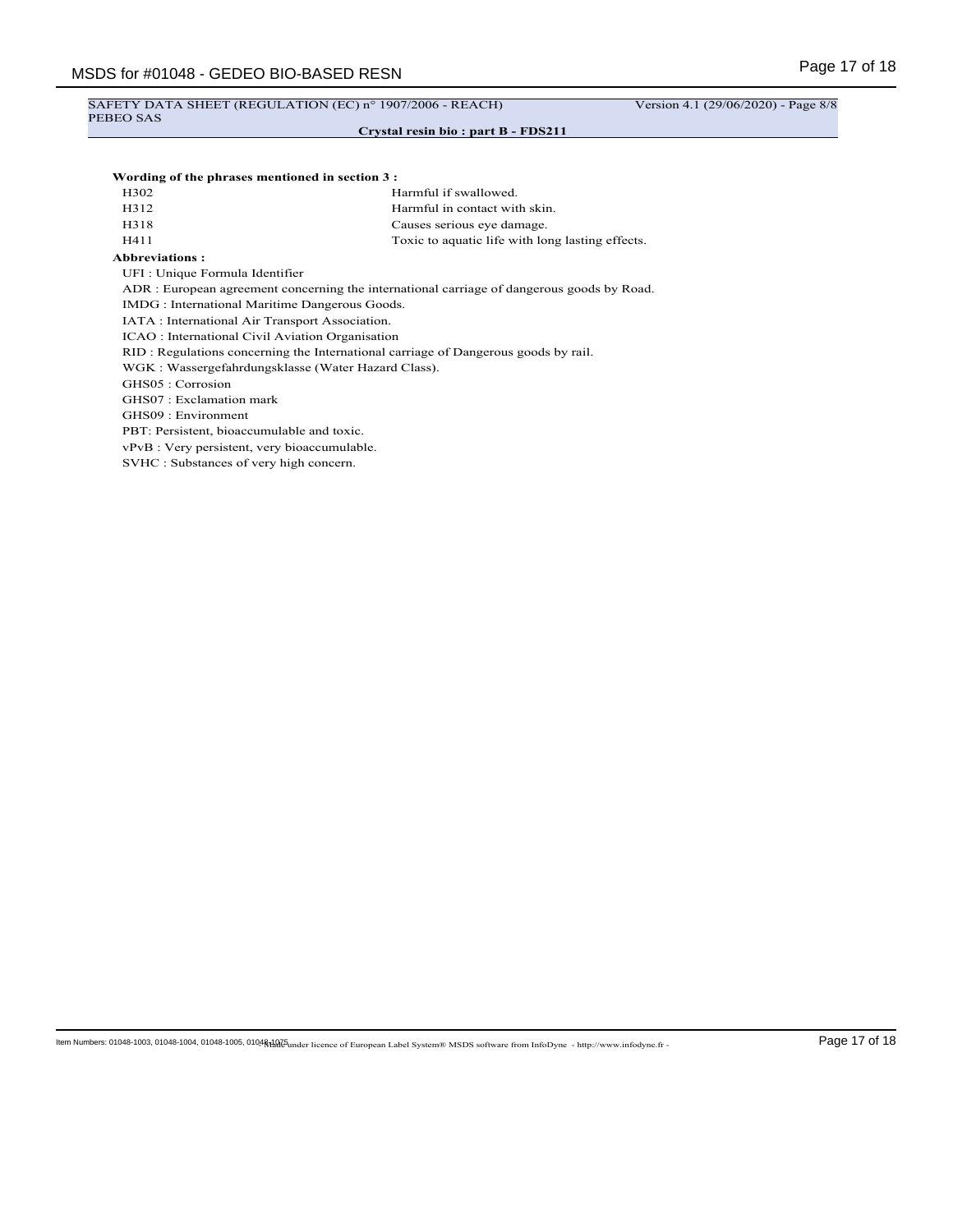**Wording of the phrases mentioned in section 3 :**

| | |
|---|---|
| H302 | Harmful if swallowed. |
| H312 | Harmful in contact with skin. |
| H318 | Causes serious eye damage. |
| H411 | Toxic to aquatic life with long lasting effects. |

**Abbreviations :**

UFI : Unique Formula Identifier

ADR : European agreement concerning the international carriage of dangerous goods by Road.

IMDG : International Maritime Dangerous Goods.

IATA : International Air Transport Association.

ICAO : International Civil Aviation Organisation

RID : Regulations concerning the International carriage of Dangerous goods by rail.

WGK : Wassergefahrdungsklasse (Water Hazard Class).

GHS05 : Corrosion

GHS07 : Exclamation mark

GHS09 : Environment

PBT: Persistent, bioaccumulable and toxic.

vPvB : Very persistent, very bioaccumulable.

SVHC : Substances of very high concern.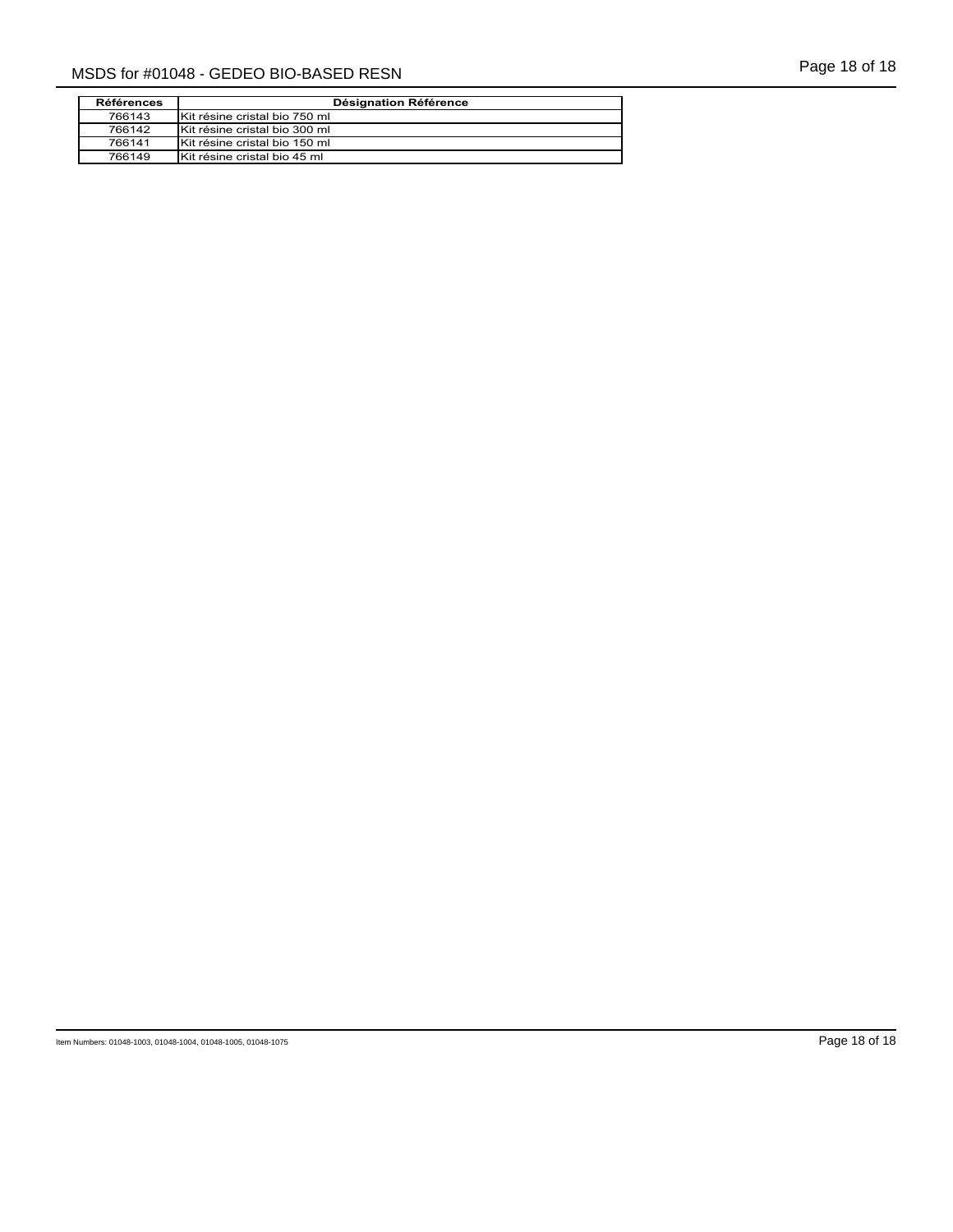| Références | Désignation Référence |
| --- | --- |
| 766143 | Kit résine cristal bio 750 ml |
| 766142 | Kit résine cristal bio 300 ml |
| 766141 | Kit résine cristal bio 150 ml |
| 766149 | Kit résine cristal bio 45 ml |